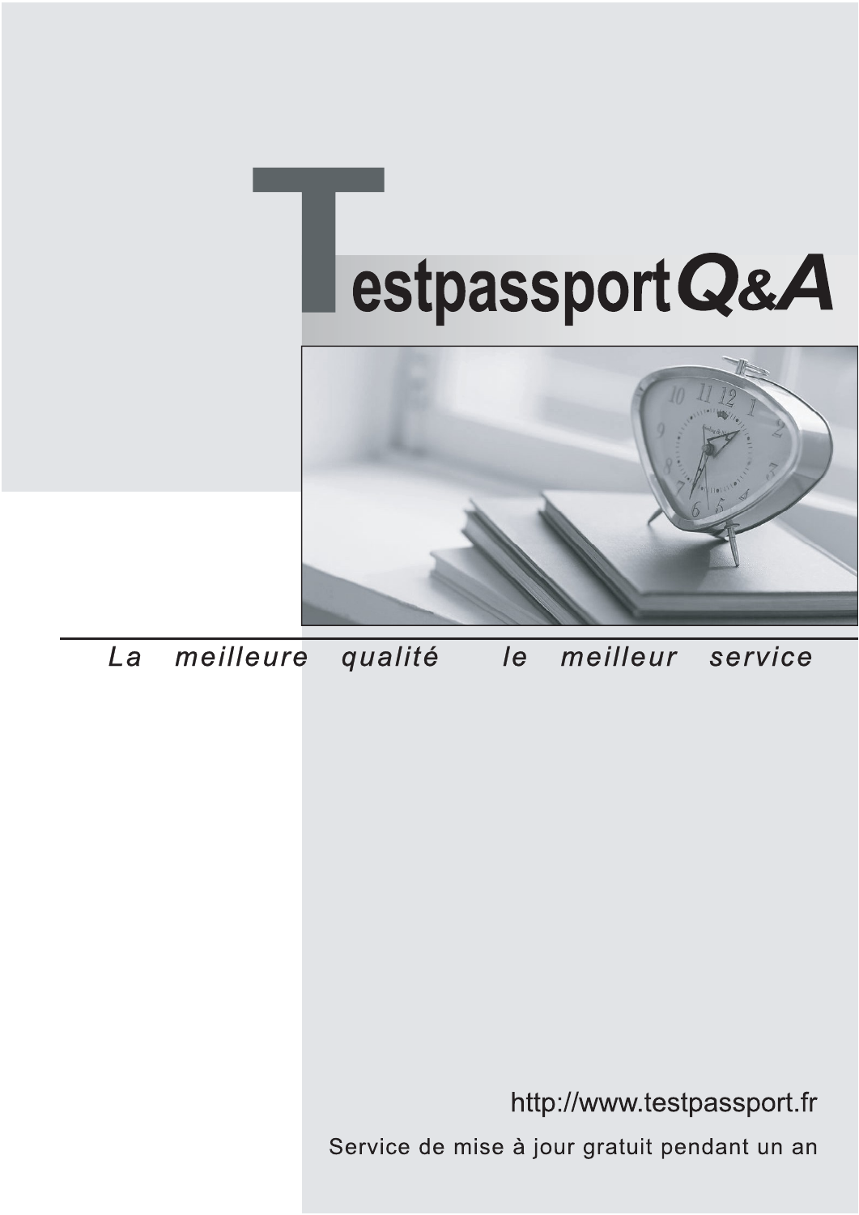# TestpassportQ&A

*La meilleure qualité le meilleur service*

http://www.testpassport.fr

Service de mise à jour gratuit pendant un an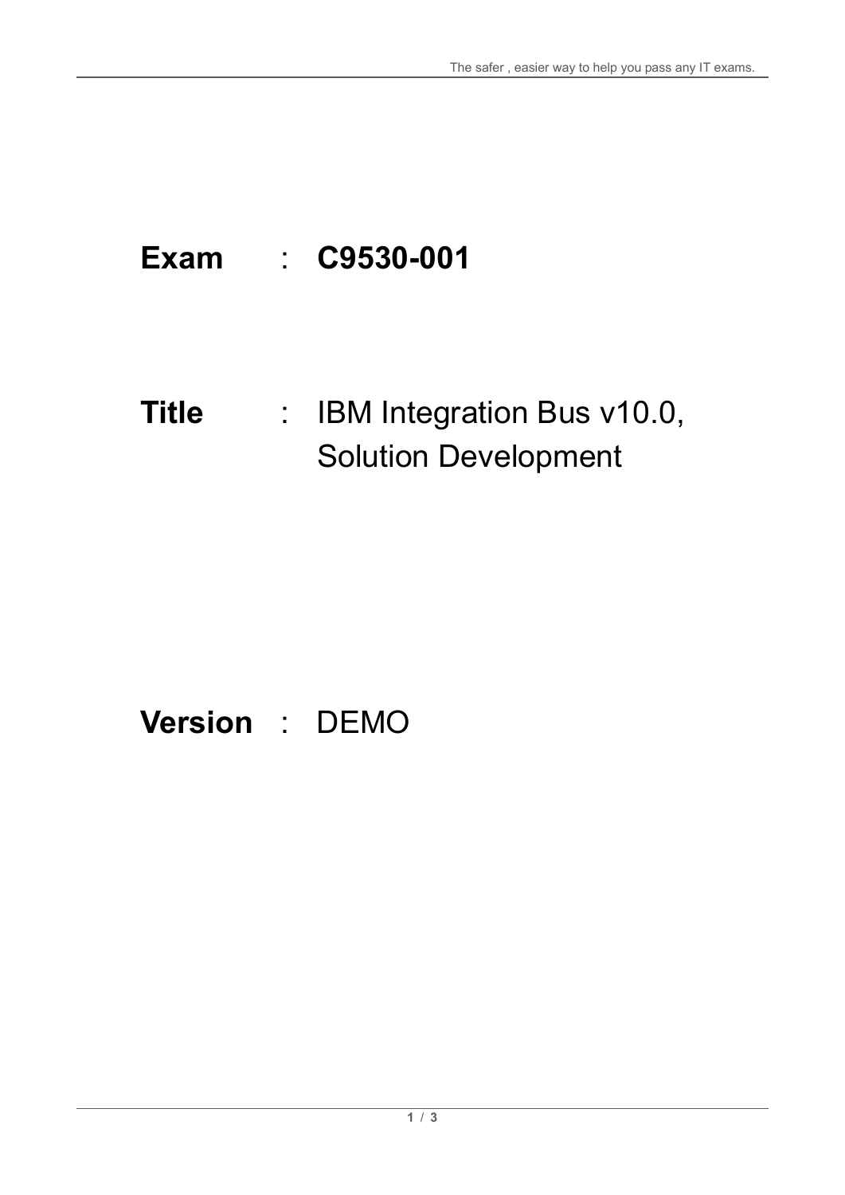**Exam** : **C9530-001**

**Title** : IBM Integration Bus v10.0, Solution Development

**Version** : DEMO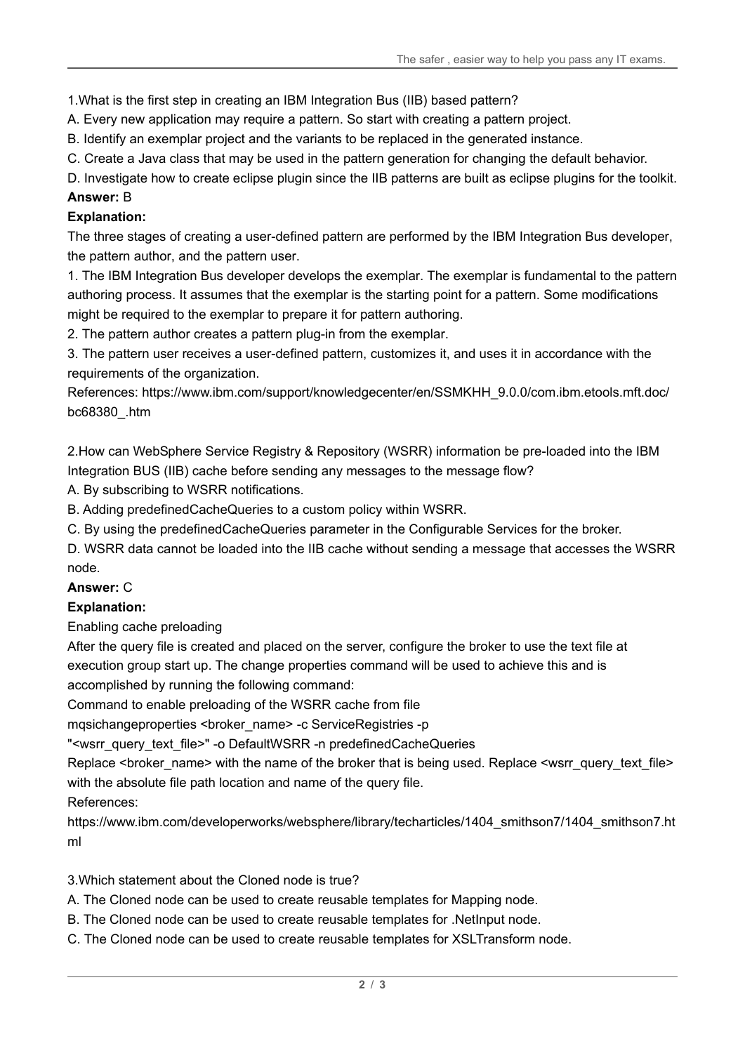1.What is the first step in creating an IBM Integration Bus (IIB) based pattern?

A. Every new application may require a pattern. So start with creating a pattern project.

B. Identify an exemplar project and the variants to be replaced in the generated instance.

C. Create a Java class that may be used in the pattern generation for changing the default behavior.

D. Investigate how to create eclipse plugin since the IIB patterns are built as eclipse plugins for the toolkit.

**Answer:** B

**Explanation:**

The three stages of creating a user-defined pattern are performed by the IBM Integration Bus developer, the pattern author, and the pattern user.

1. The IBM Integration Bus developer develops the exemplar. The exemplar is fundamental to the pattern authoring process. It assumes that the exemplar is the starting point for a pattern. Some modifications might be required to the exemplar to prepare it for pattern authoring.
2. The pattern author creates a pattern plug-in from the exemplar.
3. The pattern user receives a user-defined pattern, customizes it, and uses it in accordance with the requirements of the organization.

References: https://www.ibm.com/support/knowledgecenter/en/SSMKHH_9.0.0/com.ibm.etools.mft.doc/bc68380_.htm

2.How can WebSphere Service Registry & Repository (WSRR) information be pre-loaded into the IBM Integration BUS (IIB) cache before sending any messages to the message flow?

A. By subscribing to WSRR notifications.

B. Adding predefinedCacheQueries to a custom policy within WSRR.

C. By using the predefinedCacheQueries parameter in the Configurable Services for the broker.

D. WSRR data cannot be loaded into the IIB cache without sending a message that accesses the WSRR node.

**Answer:** C

**Explanation:**

Enabling cache preloading

After the query file is created and placed on the server, configure the broker to use the text file at execution group start up. The change properties command will be used to achieve this and is accomplished by running the following command:

Command to enable preloading of the WSRR cache from file

mqsichangeproperties <broker_name> -c ServiceRegistries -p "<wsrr_query_text_file>" -o DefaultWSRR -n predefinedCacheQueries

Replace <broker_name> with the name of the broker that is being used. Replace <wsrr_query_text_file> with the absolute file path location and name of the query file.

References:

https://www.ibm.com/developerworks/websphere/library/techarticles/1404_smithson7/1404_smithson7.html

3.Which statement about the Cloned node is true?

A. The Cloned node can be used to create reusable templates for Mapping node.

B. The Cloned node can be used to create reusable templates for .NetInput node.

C. The Cloned node can be used to create reusable templates for XSLTransform node.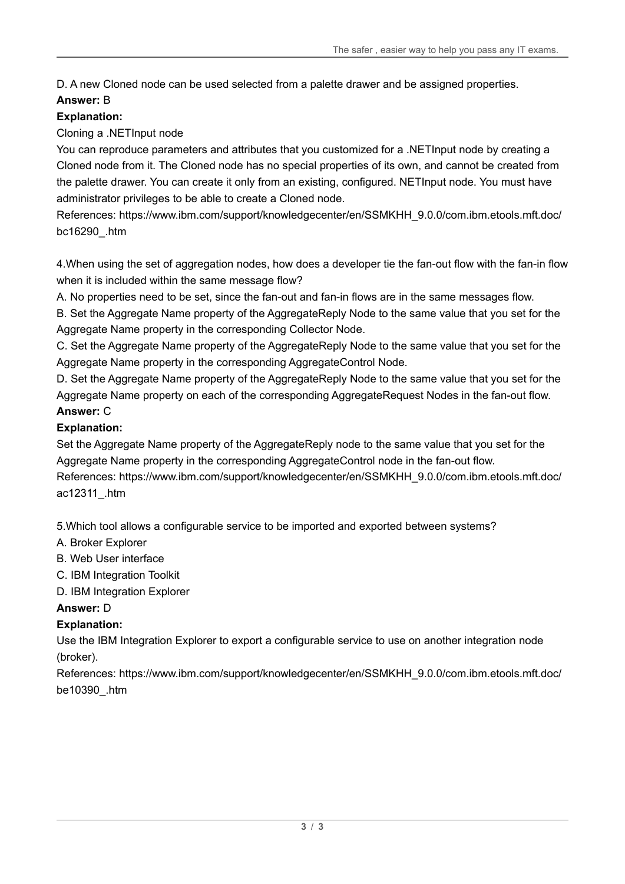D. A new Cloned node can be used selected from a palette drawer and be assigned properties.

**Answer:** B

**Explanation:**

Cloning a .NETInput node

You can reproduce parameters and attributes that you customized for a .NETInput node by creating a Cloned node from it. The Cloned node has no special properties of its own, and cannot be created from the palette drawer. You can create it only from an existing, configured. NETInput node. You must have administrator privileges to be able to create a Cloned node.

References: https://www.ibm.com/support/knowledgecenter/en/SSMKHH_9.0.0/com.ibm.etools.mft.doc/bc16290_.htm

4.When using the set of aggregation nodes, how does a developer tie the fan-out flow with the fan-in flow when it is included within the same message flow?

A. No properties need to be set, since the fan-out and fan-in flows are in the same messages flow.

B. Set the Aggregate Name property of the AggregateReply Node to the same value that you set for the Aggregate Name property in the corresponding Collector Node.

C. Set the Aggregate Name property of the AggregateReply Node to the same value that you set for the Aggregate Name property in the corresponding AggregateControl Node.

D. Set the Aggregate Name property of the AggregateReply Node to the same value that you set for the Aggregate Name property on each of the corresponding AggregateRequest Nodes in the fan-out flow.

**Answer:** C

**Explanation:**

Set the Aggregate Name property of the AggregateReply node to the same value that you set for the Aggregate Name property in the corresponding AggregateControl node in the fan-out flow.

References: https://www.ibm.com/support/knowledgecenter/en/SSMKHH_9.0.0/com.ibm.etools.mft.doc/ac12311_.htm

5.Which tool allows a configurable service to be imported and exported between systems?

A. Broker Explorer

B. Web User interface

C. IBM Integration Toolkit

D. IBM Integration Explorer

**Answer:** D

**Explanation:**

Use the IBM Integration Explorer to export a configurable service to use on another integration node (broker).

References: https://www.ibm.com/support/knowledgecenter/en/SSMKHH_9.0.0/com.ibm.etools.mft.doc/be10390_.htm